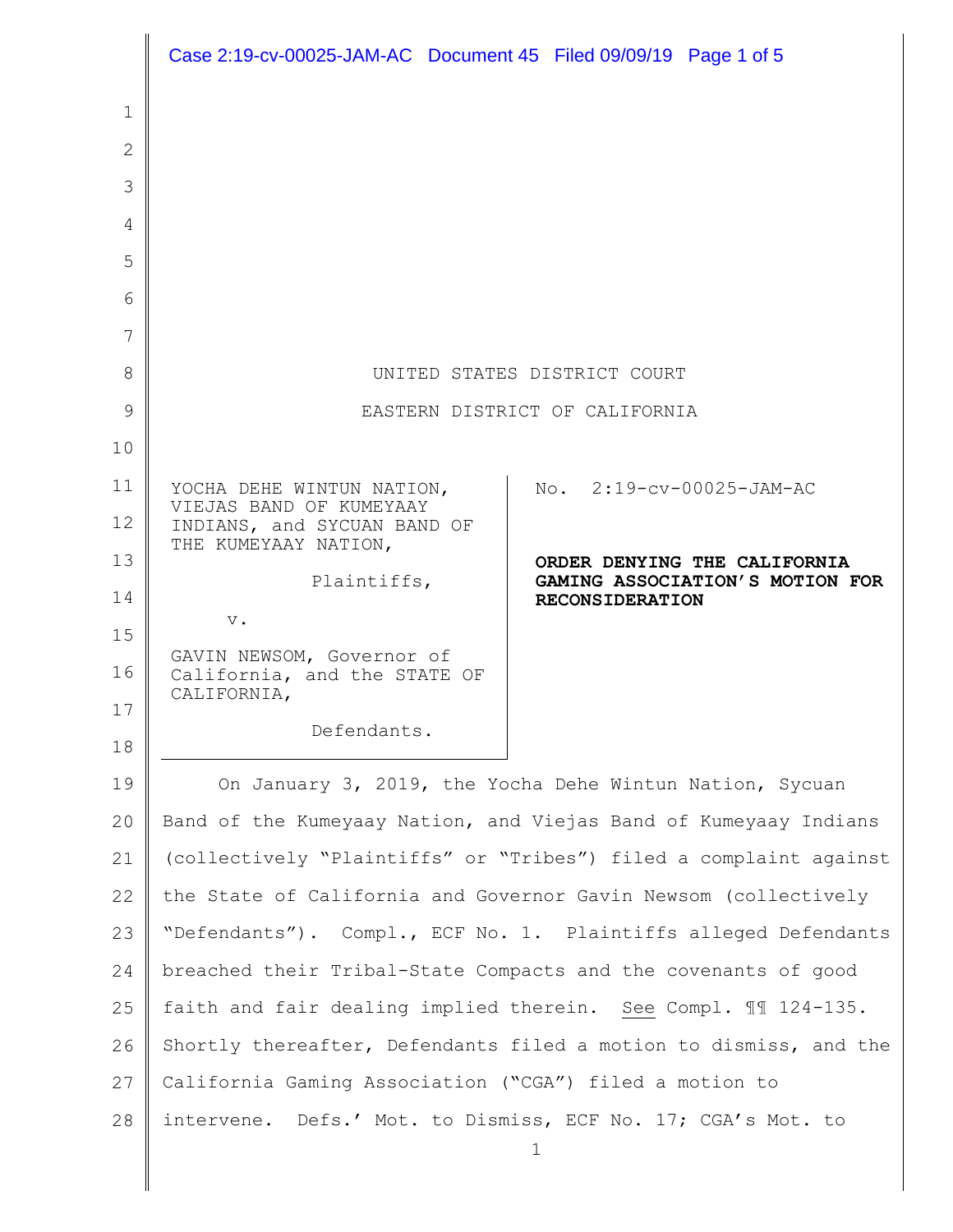UNITED STATES DISTRICT COURT

EASTERN DISTRICT OF CALIFORNIA

| | |
|---|---|
| YOCHA DEHE WINTUN NATION, VIEJAS BAND OF KUMEYAAY INDIANS, and SYCUAN BAND OF THE KUMEYAAY NATION,<br><br>Plaintiffs,<br><br>v.<br><br>GAVIN NEWSOM, Governor of California, and the STATE OF CALIFORNIA,<br><br>Defendants. | No. 2:19-cv-00025-JAM-AC<br><br>**ORDER DENYING THE CALIFORNIA GAMING ASSOCIATION'S MOTION FOR RECONSIDERATION** |

On January 3, 2019, the Yocha Dehe Wintun Nation, Sycuan Band of the Kumeyaay Nation, and Viejas Band of Kumeyaay Indians (collectively "Plaintiffs" or "Tribes") filed a complaint against the State of California and Governor Gavin Newsom (collectively "Defendants"). Compl., ECF No. 1. Plaintiffs alleged Defendants breached their Tribal-State Compacts and the covenants of good faith and fair dealing implied therein. See Compl. ¶¶ 124-135. Shortly thereafter, Defendants filed a motion to dismiss, and the California Gaming Association ("CGA") filed a motion to intervene. Defs.' Mot. to Dismiss, ECF No. 17; CGA's Mot. to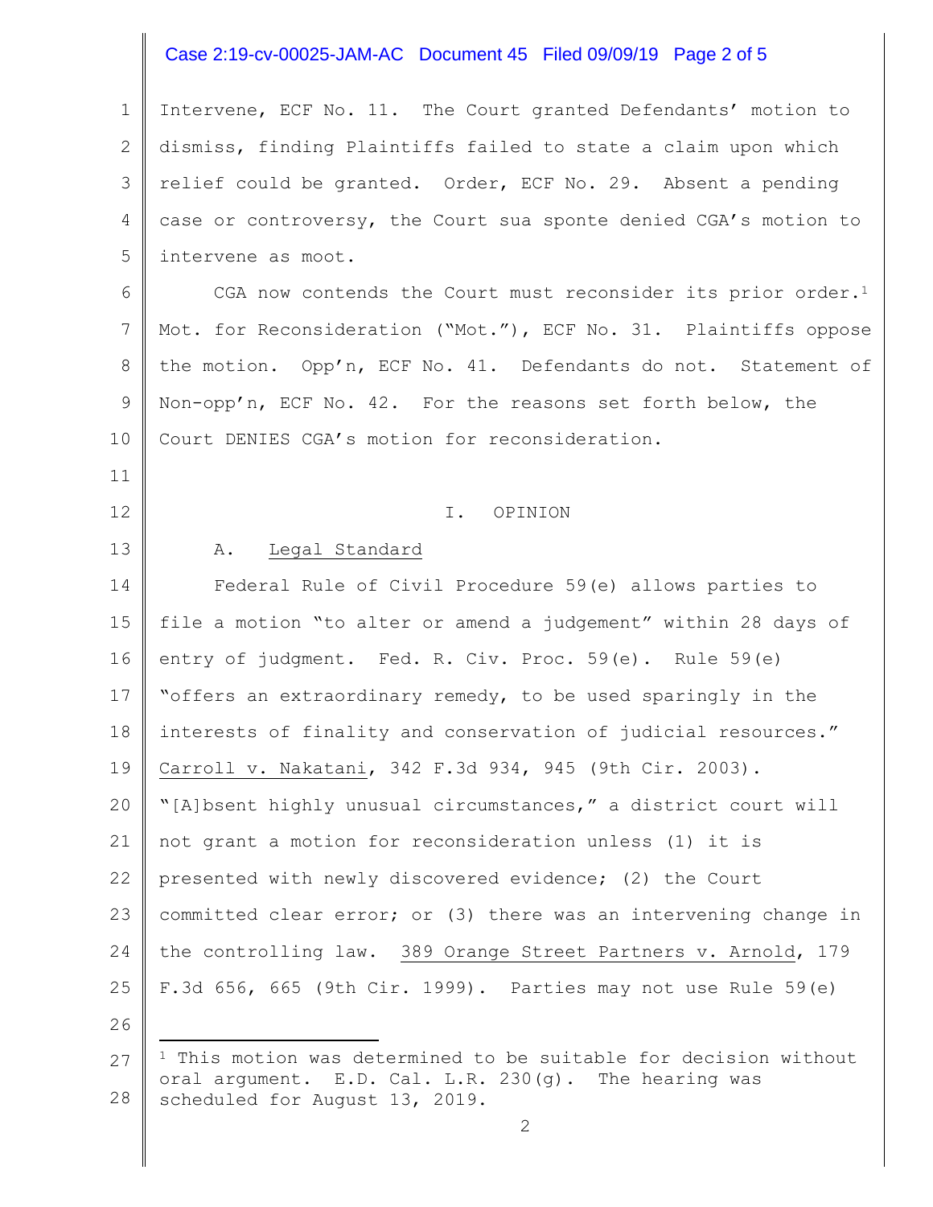Intervene, ECF No. 11. The Court granted Defendants' motion to dismiss, finding Plaintiffs failed to state a claim upon which relief could be granted. Order, ECF No. 29. Absent a pending case or controversy, the Court sua sponte denied CGA's motion to intervene as moot.

CGA now contends the Court must reconsider its prior order.[1] Mot. for Reconsideration ("Mot."), ECF No. 31. Plaintiffs oppose the motion. Opp'n, ECF No. 41. Defendants do not. Statement of Non-opp'n, ECF No. 42. For the reasons set forth below, the Court DENIES CGA's motion for reconsideration.

## I. OPINION

### A. Legal Standard

Federal Rule of Civil Procedure 59(e) allows parties to file a motion "to alter or amend a judgement" within 28 days of entry of judgment. Fed. R. Civ. Proc. 59(e). Rule 59(e) "offers an extraordinary remedy, to be used sparingly in the interests of finality and conservation of judicial resources." Carroll v. Nakatani, 342 F.3d 934, 945 (9th Cir. 2003). "[A]bsent highly unusual circumstances," a district court will not grant a motion for reconsideration unless (1) it is presented with newly discovered evidence; (2) the Court committed clear error; or (3) there was an intervening change in the controlling law. 389 Orange Street Partners v. Arnold, 179 F.3d 656, 665 (9th Cir. 1999). Parties may not use Rule 59(e)

---

[1] This motion was determined to be suitable for decision without oral argument. E.D. Cal. L.R. 230(g). The hearing was scheduled for August 13, 2019.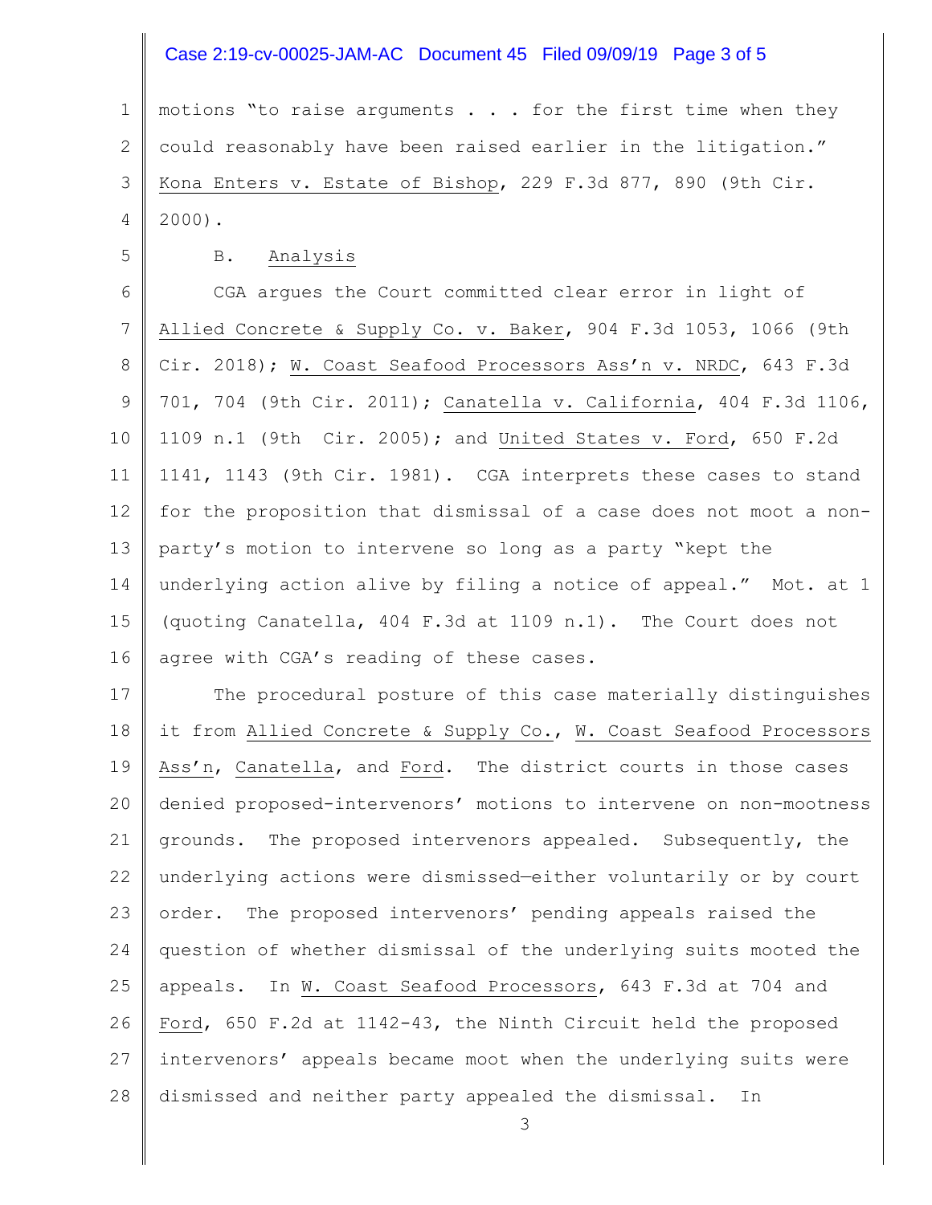motions "to raise arguments . . . for the first time when they could reasonably have been raised earlier in the litigation." Kona Enters v. Estate of Bishop, 229 F.3d 877, 890 (9th Cir. 2000).

B. Analysis

CGA argues the Court committed clear error in light of Allied Concrete & Supply Co. v. Baker, 904 F.3d 1053, 1066 (9th Cir. 2018); W. Coast Seafood Processors Ass'n v. NRDC, 643 F.3d 701, 704 (9th Cir. 2011); Canatella v. California, 404 F.3d 1106, 1109 n.1 (9th Cir. 2005); and United States v. Ford, 650 F.2d 1141, 1143 (9th Cir. 1981). CGA interprets these cases to stand for the proposition that dismissal of a case does not moot a non-party's motion to intervene so long as a party "kept the underlying action alive by filing a notice of appeal." Mot. at 1 (quoting Canatella, 404 F.3d at 1109 n.1). The Court does not agree with CGA's reading of these cases.

The procedural posture of this case materially distinguishes it from Allied Concrete & Supply Co., W. Coast Seafood Processors Ass'n, Canatella, and Ford. The district courts in those cases denied proposed-intervenors' motions to intervene on non-mootness grounds. The proposed intervenors appealed. Subsequently, the underlying actions were dismissed—either voluntarily or by court order. The proposed intervenors' pending appeals raised the question of whether dismissal of the underlying suits mooted the appeals. In W. Coast Seafood Processors, 643 F.3d at 704 and Ford, 650 F.2d at 1142-43, the Ninth Circuit held the proposed intervenors' appeals became moot when the underlying suits were dismissed and neither party appealed the dismissal. In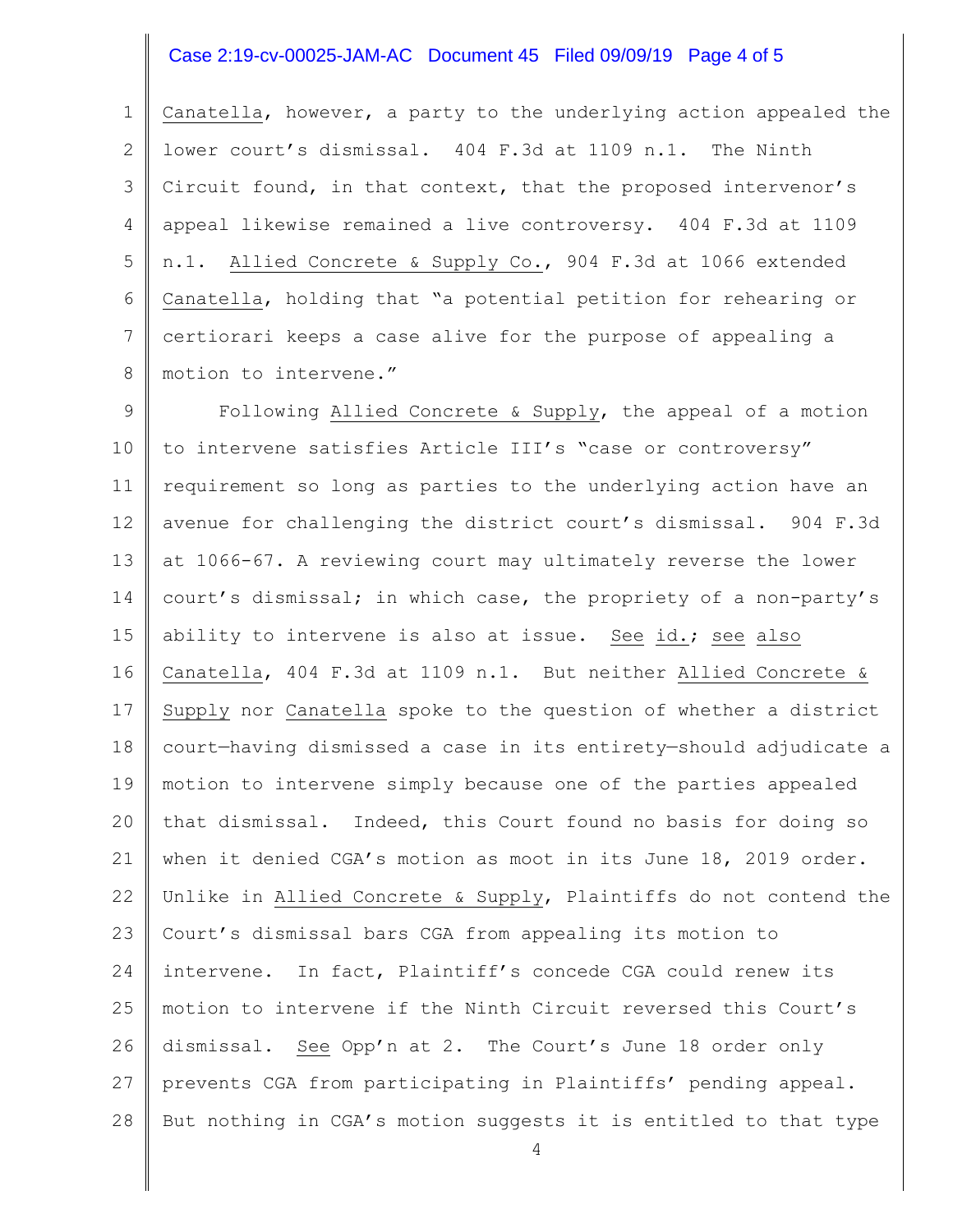Canatella, however, a party to the underlying action appealed the lower court's dismissal. 404 F.3d at 1109 n.1. The Ninth Circuit found, in that context, that the proposed intervenor's appeal likewise remained a live controversy. 404 F.3d at 1109 n.1. Allied Concrete & Supply Co., 904 F.3d at 1066 extended Canatella, holding that "a potential petition for rehearing or certiorari keeps a case alive for the purpose of appealing a motion to intervene."

Following Allied Concrete & Supply, the appeal of a motion to intervene satisfies Article III's "case or controversy" requirement so long as parties to the underlying action have an avenue for challenging the district court's dismissal. 904 F.3d at 1066-67. A reviewing court may ultimately reverse the lower court's dismissal; in which case, the propriety of a non-party's ability to intervene is also at issue. See id.; see also Canatella, 404 F.3d at 1109 n.1. But neither Allied Concrete & Supply nor Canatella spoke to the question of whether a district court—having dismissed a case in its entirety—should adjudicate a motion to intervene simply because one of the parties appealed that dismissal. Indeed, this Court found no basis for doing so when it denied CGA's motion as moot in its June 18, 2019 order. Unlike in Allied Concrete & Supply, Plaintiffs do not contend the Court's dismissal bars CGA from appealing its motion to intervene. In fact, Plaintiff's concede CGA could renew its motion to intervene if the Ninth Circuit reversed this Court's dismissal. See Opp'n at 2. The Court's June 18 order only prevents CGA from participating in Plaintiffs' pending appeal. But nothing in CGA's motion suggests it is entitled to that type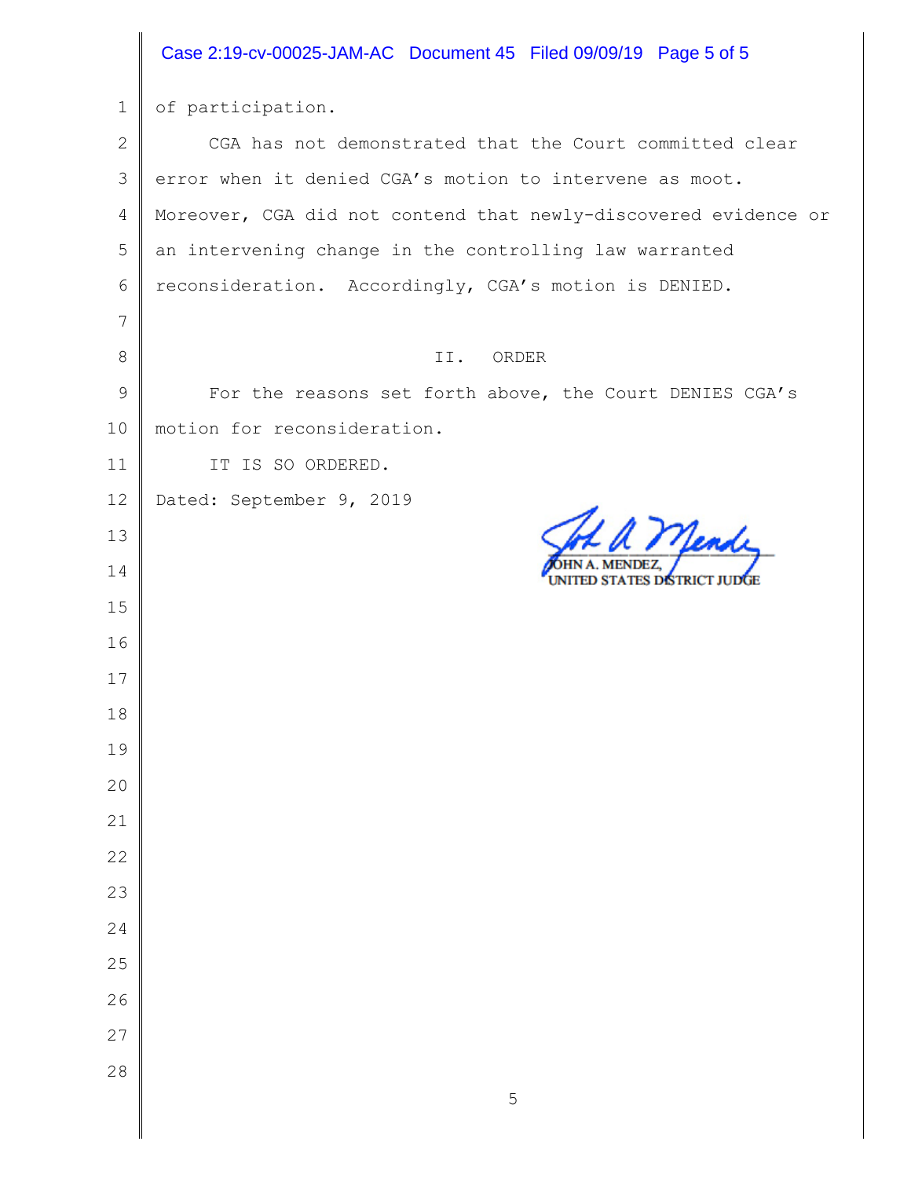of participation.

CGA has not demonstrated that the Court committed clear error when it denied CGA's motion to intervene as moot. Moreover, CGA did not contend that newly-discovered evidence or an intervening change in the controlling law warranted reconsideration. Accordingly, CGA's motion is DENIED.

## II. ORDER

For the reasons set forth above, the Court DENIES CGA's motion for reconsideration.

IT IS SO ORDERED.

Dated: September 9, 2019

JOHN A. MENDEZ,
UNITED STATES DISTRICT JUDGE